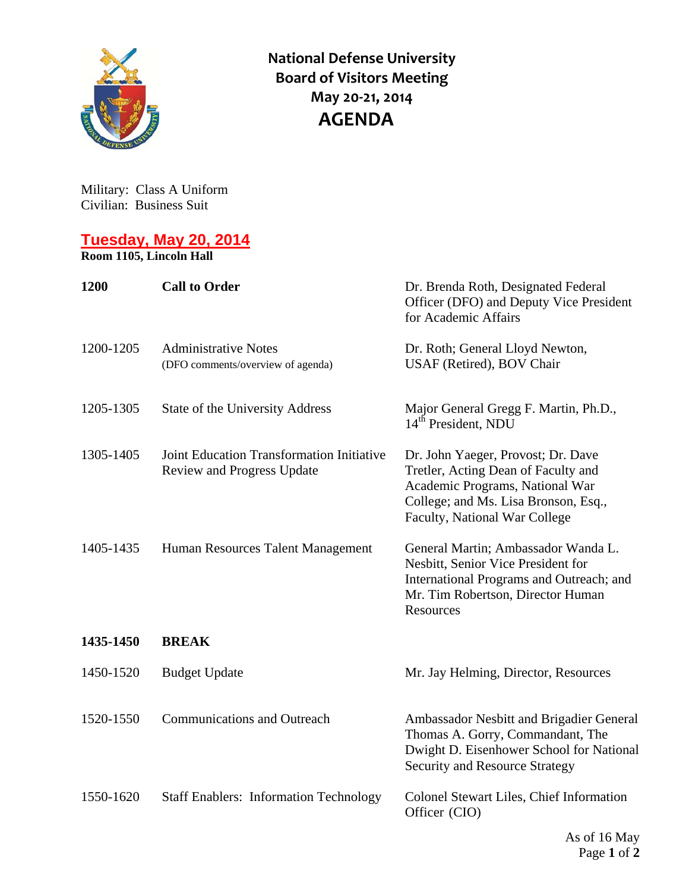# National Defense University Board of Visitors Meeting May 20-21, 2014

## AGENDA

Military: Class A Uniform
Civilian: Business Suit

## Tuesday, May 20, 2014

**Room 1105, Lincoln Hall**

| Time | Item | Presenter |
|---|---|---|
| **1200** | **Call to Order** | Dr. Brenda Roth, Designated Federal Officer (DFO) and Deputy Vice President for Academic Affairs |
| 1200-1205 | Administrative Notes (DFO comments/overview of agenda) | Dr. Roth; General Lloyd Newton, USAF (Retired), BOV Chair |
| 1205-1305 | State of the University Address | Major General Gregg F. Martin, Ph.D., 14th President, NDU |
| 1305-1405 | Joint Education Transformation Initiative Review and Progress Update | Dr. John Yaeger, Provost; Dr. Dave Tretler, Acting Dean of Faculty and Academic Programs, National War College; and Ms. Lisa Bronson, Esq., Faculty, National War College |
| 1405-1435 | Human Resources Talent Management | General Martin; Ambassador Wanda L. Nesbitt, Senior Vice President for International Programs and Outreach; and Mr. Tim Robertson, Director Human Resources |
| **1435-1450** | **BREAK** | |
| 1450-1520 | Budget Update | Mr. Jay Helming, Director, Resources |
| 1520-1550 | Communications and Outreach | Ambassador Nesbitt and Brigadier General Thomas A. Gorry, Commandant, The Dwight D. Eisenhower School for National Security and Resource Strategy |
| 1550-1620 | Staff Enablers: Information Technology | Colonel Stewart Liles, Chief Information Officer (CIO) |

As of 16 May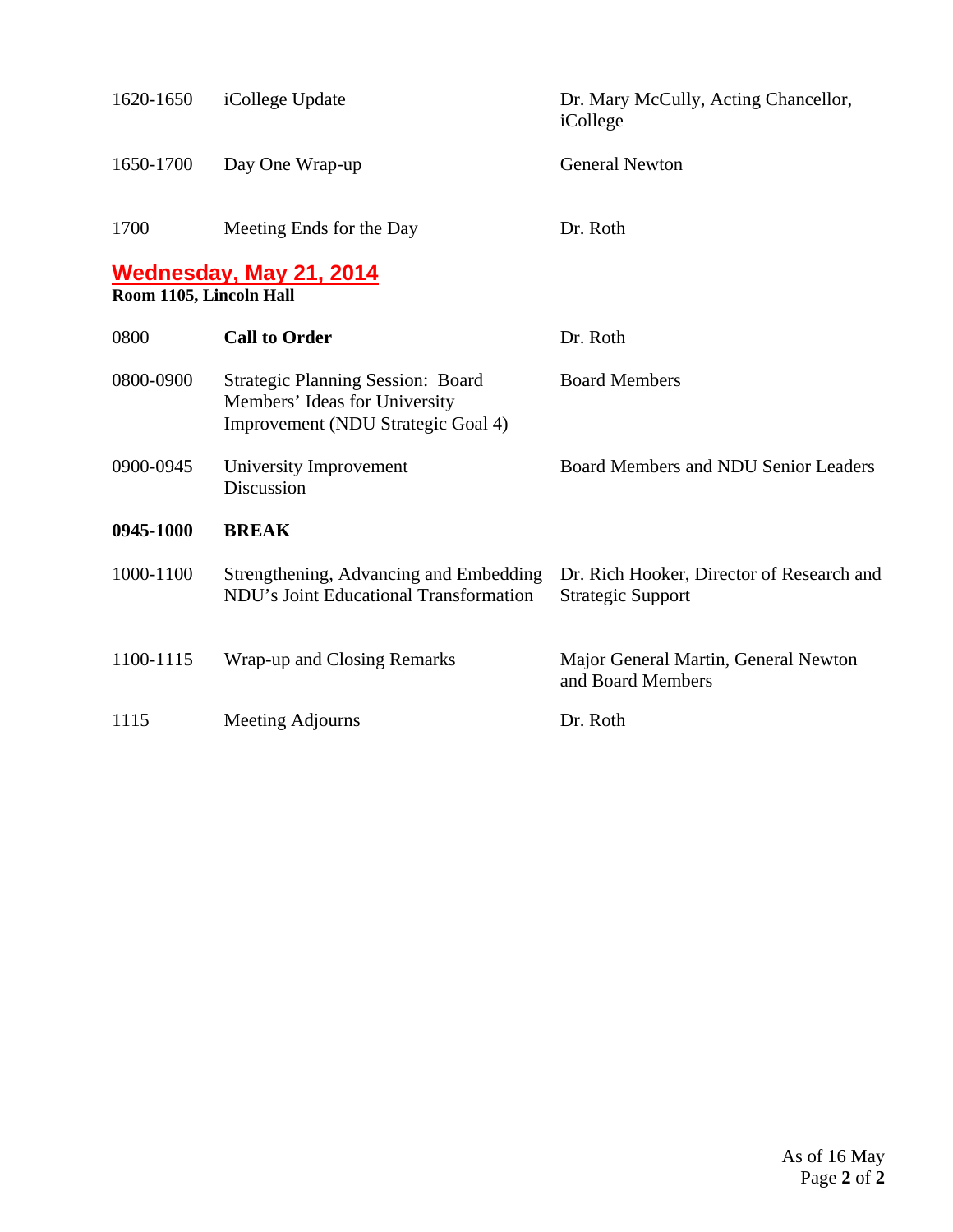| | | |
|---|---|---|
| 1620-1650 | iCollege Update | Dr. Mary McCully, Acting Chancellor, iCollege |
| 1650-1700 | Day One Wrap-up | General Newton |
| 1700 | Meeting Ends for the Day | Dr. Roth |

## Wednesday, May 21, 2014

**Room 1105, Lincoln Hall**

| | | |
|---|---|---|
| 0800 | **Call to Order** | Dr. Roth |
| 0800-0900 | Strategic Planning Session: Board Members' Ideas for University Improvement (NDU Strategic Goal 4) | Board Members |
| 0900-0945 | University Improvement Discussion | Board Members and NDU Senior Leaders |
| **0945-1000** | **BREAK** | |
| 1000-1100 | Strengthening, Advancing and Embedding NDU's Joint Educational Transformation | Dr. Rich Hooker, Director of Research and Strategic Support |
| 1100-1115 | Wrap-up and Closing Remarks | Major General Martin, General Newton and Board Members |
| 1115 | Meeting Adjourns | Dr. Roth |

As of 16 May